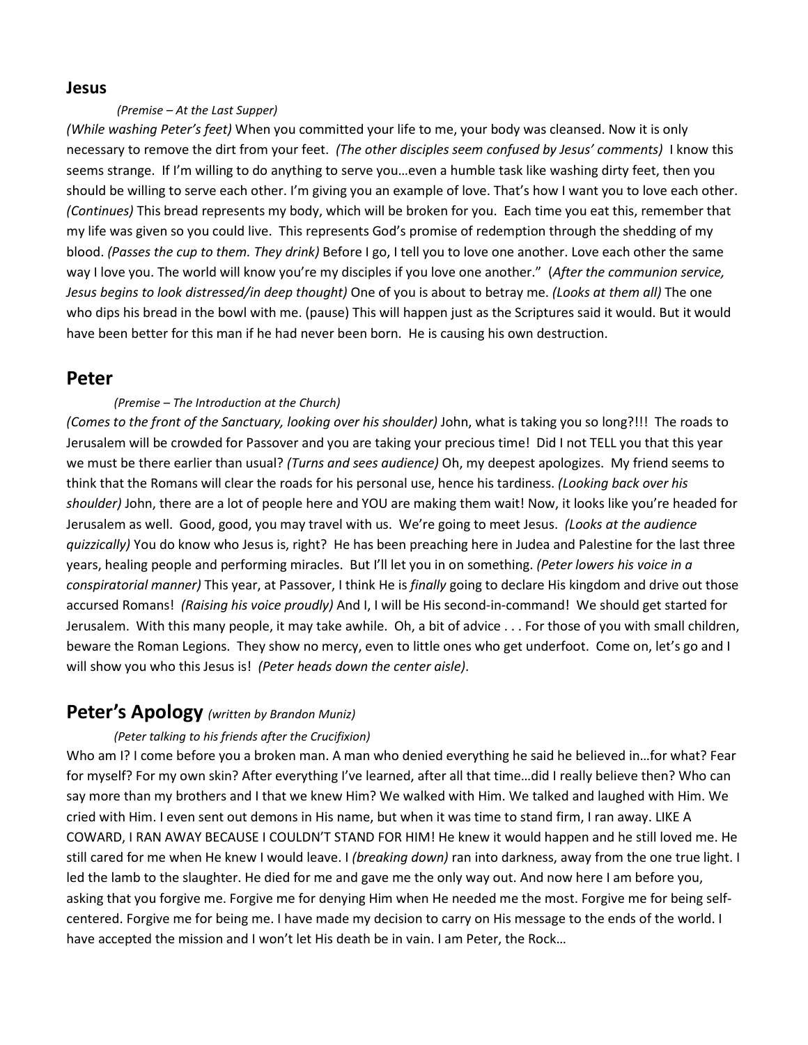### Jesus

*(Premise – At the Last Supper)*

*(While washing Peter's feet)* When you committed your life to me, your body was cleansed. Now it is only necessary to remove the dirt from your feet. *(The other disciples seem confused by Jesus' comments)* I know this seems strange. If I'm willing to do anything to serve you…even a humble task like washing dirty feet, then you should be willing to serve each other. I'm giving you an example of love. That's how I want you to love each other. *(Continues)* This bread represents my body, which will be broken for you. Each time you eat this, remember that my life was given so you could live. This represents God's promise of redemption through the shedding of my blood. *(Passes the cup to them. They drink)* Before I go, I tell you to love one another. Love each other the same way I love you. The world will know you're my disciples if you love one another." (*After the communion service, Jesus begins to look distressed/in deep thought)* One of you is about to betray me. *(Looks at them all)* The one who dips his bread in the bowl with me. (pause) This will happen just as the Scriptures said it would. But it would have been better for this man if he had never been born. He is causing his own destruction.

## Peter

*(Premise – The Introduction at the Church)*

*(Comes to the front of the Sanctuary, looking over his shoulder)* John, what is taking you so long?!!! The roads to Jerusalem will be crowded for Passover and you are taking your precious time! Did I not TELL you that this year we must be there earlier than usual? *(Turns and sees audience)* Oh, my deepest apologizes. My friend seems to think that the Romans will clear the roads for his personal use, hence his tardiness. *(Looking back over his shoulder)* John, there are a lot of people here and YOU are making them wait! Now, it looks like you're headed for Jerusalem as well. Good, good, you may travel with us. We're going to meet Jesus. *(Looks at the audience quizzically)* You do know who Jesus is, right? He has been preaching here in Judea and Palestine for the last three years, healing people and performing miracles. But I'll let you in on something. *(Peter lowers his voice in a conspiratorial manner)* This year, at Passover, I think He is *finally* going to declare His kingdom and drive out those accursed Romans! *(Raising his voice proudly)* And I, I will be His second-in-command! We should get started for Jerusalem. With this many people, it may take awhile. Oh, a bit of advice . . . For those of you with small children, beware the Roman Legions. They show no mercy, even to little ones who get underfoot. Come on, let's go and I will show you who this Jesus is! *(Peter heads down the center aisle)*.

## Peter's Apology *(written by Brandon Muniz)*

*(Peter talking to his friends after the Crucifixion)*

Who am I? I come before you a broken man. A man who denied everything he said he believed in…for what? Fear for myself? For my own skin? After everything I've learned, after all that time…did I really believe then? Who can say more than my brothers and I that we knew Him? We walked with Him. We talked and laughed with Him. We cried with Him. I even sent out demons in His name, but when it was time to stand firm, I ran away. LIKE A COWARD, I RAN AWAY BECAUSE I COULDN'T STAND FOR HIM! He knew it would happen and he still loved me. He still cared for me when He knew I would leave. I *(breaking down)* ran into darkness, away from the one true light. I led the lamb to the slaughter. He died for me and gave me the only way out. And now here I am before you, asking that you forgive me. Forgive me for denying Him when He needed me the most. Forgive me for being self-centered. Forgive me for being me. I have made my decision to carry on His message to the ends of the world. I have accepted the mission and I won't let His death be in vain. I am Peter, the Rock…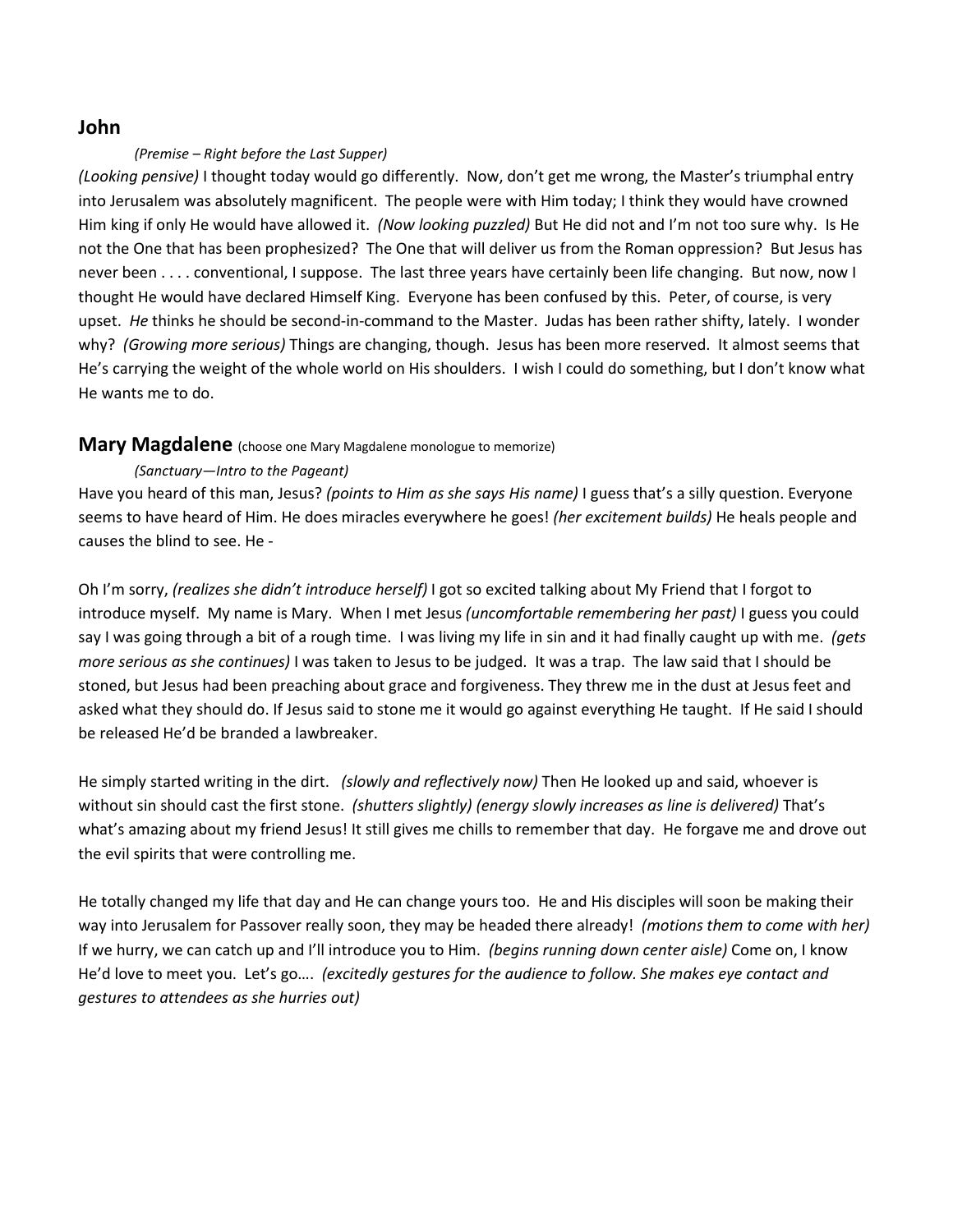## John

*(Premise – Right before the Last Supper)*

*(Looking pensive)* I thought today would go differently. Now, don't get me wrong, the Master's triumphal entry into Jerusalem was absolutely magnificent. The people were with Him today; I think they would have crowned Him king if only He would have allowed it. *(Now looking puzzled)* But He did not and I'm not too sure why. Is He not the One that has been prophesized? The One that will deliver us from the Roman oppression? But Jesus has never been . . . . conventional, I suppose. The last three years have certainly been life changing. But now, now I thought He would have declared Himself King. Everyone has been confused by this. Peter, of course, is very upset. *He* thinks he should be second-in-command to the Master. Judas has been rather shifty, lately. I wonder why? *(Growing more serious)* Things are changing, though. Jesus has been more reserved. It almost seems that He's carrying the weight of the whole world on His shoulders. I wish I could do something, but I don't know what He wants me to do.

## Mary Magdalene (choose one Mary Magdalene monologue to memorize)

*(Sanctuary—Intro to the Pageant)*

Have you heard of this man, Jesus? *(points to Him as she says His name)* I guess that's a silly question. Everyone seems to have heard of Him. He does miracles everywhere he goes! *(her excitement builds)* He heals people and causes the blind to see. He -

Oh I'm sorry, *(realizes she didn't introduce herself)* I got so excited talking about My Friend that I forgot to introduce myself. My name is Mary. When I met Jesus *(uncomfortable remembering her past)* I guess you could say I was going through a bit of a rough time. I was living my life in sin and it had finally caught up with me. *(gets more serious as she continues)* I was taken to Jesus to be judged. It was a trap. The law said that I should be stoned, but Jesus had been preaching about grace and forgiveness. They threw me in the dust at Jesus feet and asked what they should do. If Jesus said to stone me it would go against everything He taught. If He said I should be released He'd be branded a lawbreaker.

He simply started writing in the dirt. *(slowly and reflectively now)* Then He looked up and said, whoever is without sin should cast the first stone. *(shutters slightly) (energy slowly increases as line is delivered)* That's what's amazing about my friend Jesus! It still gives me chills to remember that day. He forgave me and drove out the evil spirits that were controlling me.

He totally changed my life that day and He can change yours too. He and His disciples will soon be making their way into Jerusalem for Passover really soon, they may be headed there already! *(motions them to come with her)* If we hurry, we can catch up and I'll introduce you to Him. *(begins running down center aisle)* Come on, I know He'd love to meet you. Let's go…. *(excitedly gestures for the audience to follow. She makes eye contact and gestures to attendees as she hurries out)*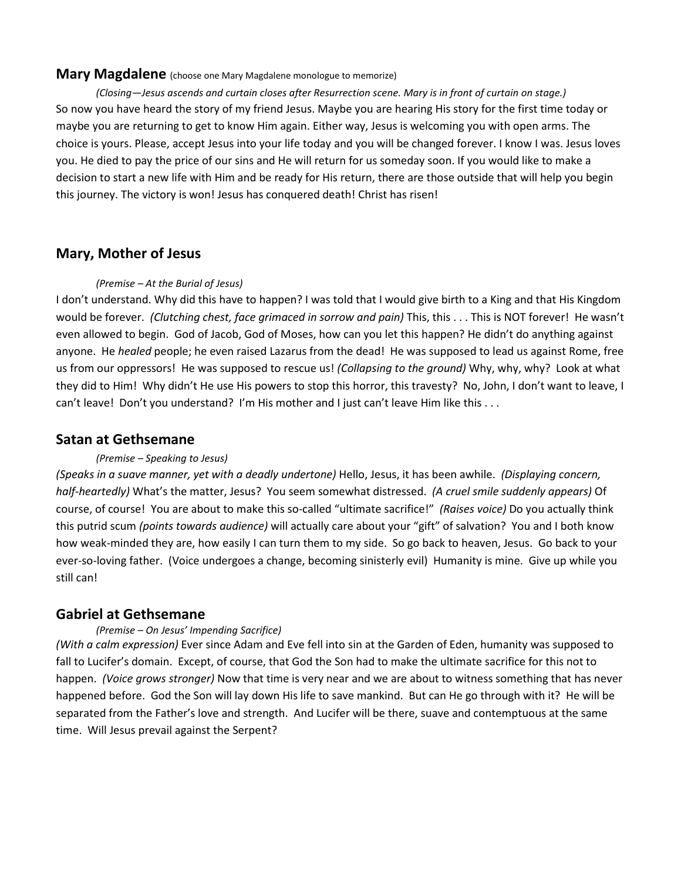## Mary Magdalene (choose one Mary Magdalene monologue to memorize)

*(Closing—Jesus ascends and curtain closes after Resurrection scene. Mary is in front of curtain on stage.)*

So now you have heard the story of my friend Jesus. Maybe you are hearing His story for the first time today or maybe you are returning to get to know Him again. Either way, Jesus is welcoming you with open arms. The choice is yours. Please, accept Jesus into your life today and you will be changed forever. I know I was. Jesus loves you. He died to pay the price of our sins and He will return for us someday soon. If you would like to make a decision to start a new life with Him and be ready for His return, there are those outside that will help you begin this journey. The victory is won! Jesus has conquered death! Christ has risen!

## Mary, Mother of Jesus

*(Premise – At the Burial of Jesus)*

I don't understand. Why did this have to happen? I was told that I would give birth to a King and that His Kingdom would be forever. *(Clutching chest, face grimaced in sorrow and pain)* This, this . . . This is NOT forever! He wasn't even allowed to begin. God of Jacob, God of Moses, how can you let this happen? He didn't do anything against anyone. He *healed* people; he even raised Lazarus from the dead! He was supposed to lead us against Rome, free us from our oppressors! He was supposed to rescue us! *(Collapsing to the ground)* Why, why, why? Look at what they did to Him! Why didn't He use His powers to stop this horror, this travesty? No, John, I don't want to leave, I can't leave! Don't you understand? I'm His mother and I just can't leave Him like this . . .

## Satan at Gethsemane

*(Premise – Speaking to Jesus)*

*(Speaks in a suave manner, yet with a deadly undertone)* Hello, Jesus, it has been awhile. *(Displaying concern, half-heartedly)* What's the matter, Jesus? You seem somewhat distressed. *(A cruel smile suddenly appears)* Of course, of course! You are about to make this so-called "ultimate sacrifice!" *(Raises voice)* Do you actually think this putrid scum *(points towards audience)* will actually care about your "gift" of salvation? You and I both know how weak-minded they are, how easily I can turn them to my side. So go back to heaven, Jesus. Go back to your ever-so-loving father. (Voice undergoes a change, becoming sinisterly evil) Humanity is mine. Give up while you still can!

## Gabriel at Gethsemane

*(Premise – On Jesus' Impending Sacrifice)*

*(With a calm expression)* Ever since Adam and Eve fell into sin at the Garden of Eden, humanity was supposed to fall to Lucifer's domain. Except, of course, that God the Son had to make the ultimate sacrifice for this not to happen. *(Voice grows stronger)* Now that time is very near and we are about to witness something that has never happened before. God the Son will lay down His life to save mankind. But can He go through with it? He will be separated from the Father's love and strength. And Lucifer will be there, suave and contemptuous at the same time. Will Jesus prevail against the Serpent?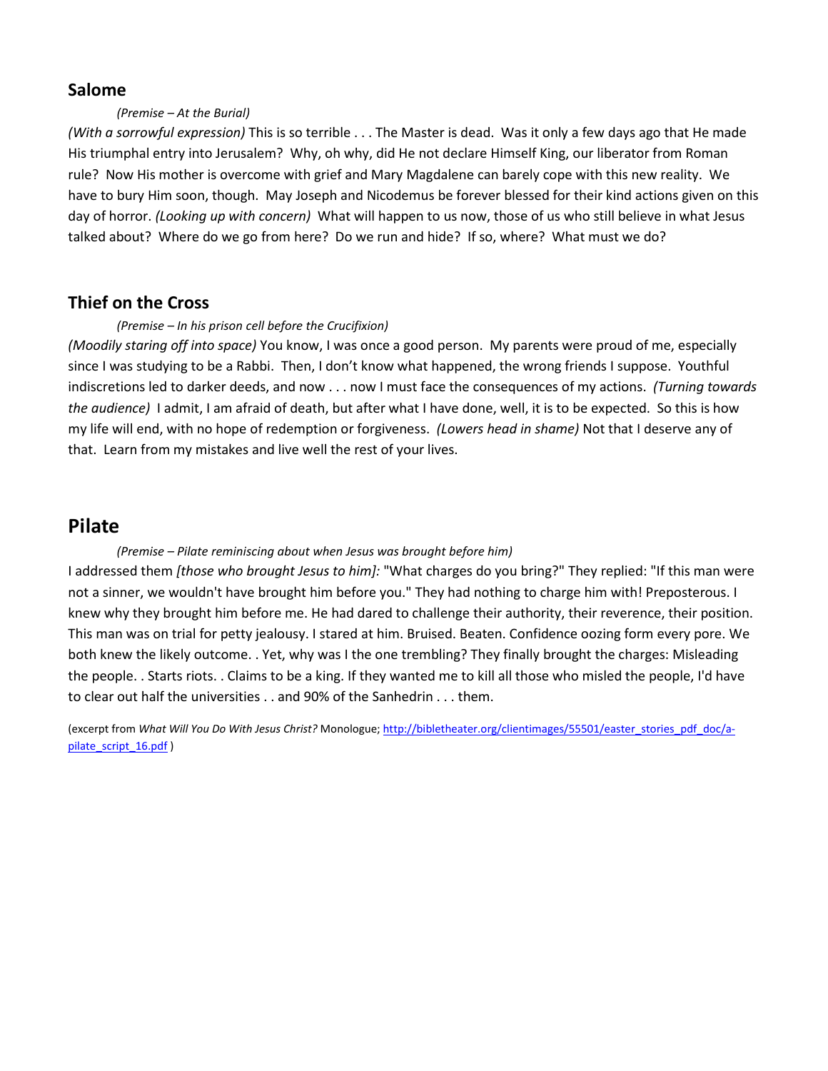## Salome

*(Premise – At the Burial)*

*(With a sorrowful expression)* This is so terrible . . . The Master is dead. Was it only a few days ago that He made His triumphal entry into Jerusalem? Why, oh why, did He not declare Himself King, our liberator from Roman rule? Now His mother is overcome with grief and Mary Magdalene can barely cope with this new reality. We have to bury Him soon, though. May Joseph and Nicodemus be forever blessed for their kind actions given on this day of horror. *(Looking up with concern)* What will happen to us now, those of us who still believe in what Jesus talked about? Where do we go from here? Do we run and hide? If so, where? What must we do?

## Thief on the Cross

*(Premise – In his prison cell before the Crucifixion)*

*(Moodily staring off into space)* You know, I was once a good person. My parents were proud of me, especially since I was studying to be a Rabbi. Then, I don't know what happened, the wrong friends I suppose. Youthful indiscretions led to darker deeds, and now . . . now I must face the consequences of my actions. *(Turning towards the audience)* I admit, I am afraid of death, but after what I have done, well, it is to be expected. So this is how my life will end, with no hope of redemption or forgiveness. *(Lowers head in shame)* Not that I deserve any of that. Learn from my mistakes and live well the rest of your lives.

## Pilate

*(Premise – Pilate reminiscing about when Jesus was brought before him)*

I addressed them *[those who brought Jesus to him]:* "What charges do you bring?" They replied: "If this man were not a sinner, we wouldn't have brought him before you." They had nothing to charge him with! Preposterous. I knew why they brought him before me. He had dared to challenge their authority, their reverence, their position. This man was on trial for petty jealousy. I stared at him. Bruised. Beaten. Confidence oozing form every pore. We both knew the likely outcome. . Yet, why was I the one trembling? They finally brought the charges: Misleading the people. . Starts riots. . Claims to be a king. If they wanted me to kill all those who misled the people, I'd have to clear out half the universities . . and 90% of the Sanhedrin . . . them.

(excerpt from *What Will You Do With Jesus Christ?* Monologue; [http://bibletheater.org/clientimages/55501/easter_stories_pdf_doc/a-pilate_script_16.pdf](http://bibletheater.org/clientimages/55501/easter_stories_pdf_doc/a-pilate_script_16.pdf) )